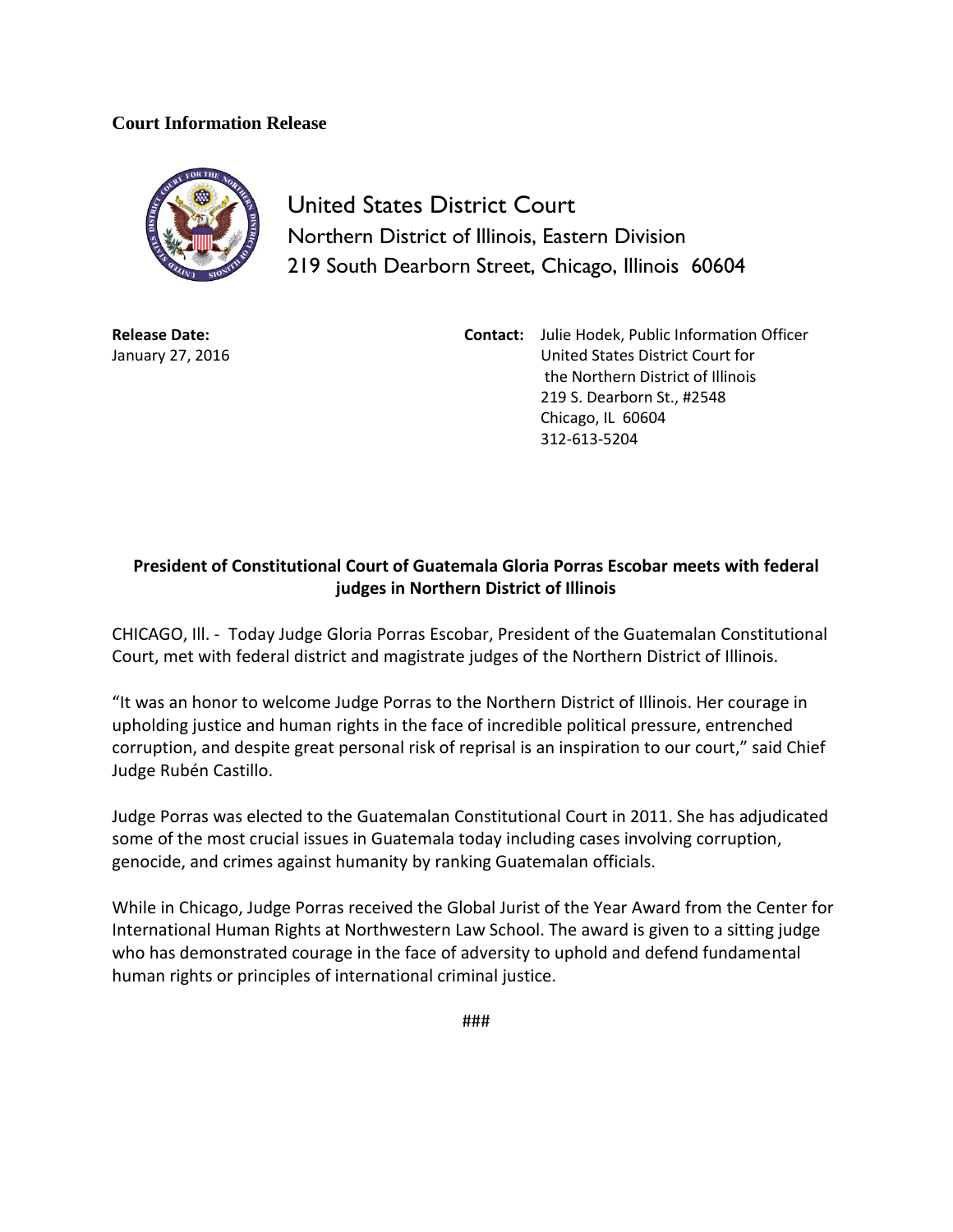**Court Information Release**

United States District Court
Northern District of Illinois, Eastern Division
219 South Dearborn Street, Chicago, Illinois 60604

**Release Date:**
January 27, 2016

**Contact:** Julie Hodek, Public Information Officer
United States District Court for
the Northern District of Illinois
219 S. Dearborn St., #2548
Chicago, IL 60604
312-613-5204

**President of Constitutional Court of Guatemala Gloria Porras Escobar meets with federal judges in Northern District of Illinois**

CHICAGO, Ill. - Today Judge Gloria Porras Escobar, President of the Guatemalan Constitutional Court, met with federal district and magistrate judges of the Northern District of Illinois.

"It was an honor to welcome Judge Porras to the Northern District of Illinois. Her courage in upholding justice and human rights in the face of incredible political pressure, entrenched corruption, and despite great personal risk of reprisal is an inspiration to our court," said Chief Judge Rubén Castillo.

Judge Porras was elected to the Guatemalan Constitutional Court in 2011. She has adjudicated some of the most crucial issues in Guatemala today including cases involving corruption, genocide, and crimes against humanity by ranking Guatemalan officials.

While in Chicago, Judge Porras received the Global Jurist of the Year Award from the Center for International Human Rights at Northwestern Law School. The award is given to a sitting judge who has demonstrated courage in the face of adversity to uphold and defend fundamental human rights or principles of international criminal justice.

###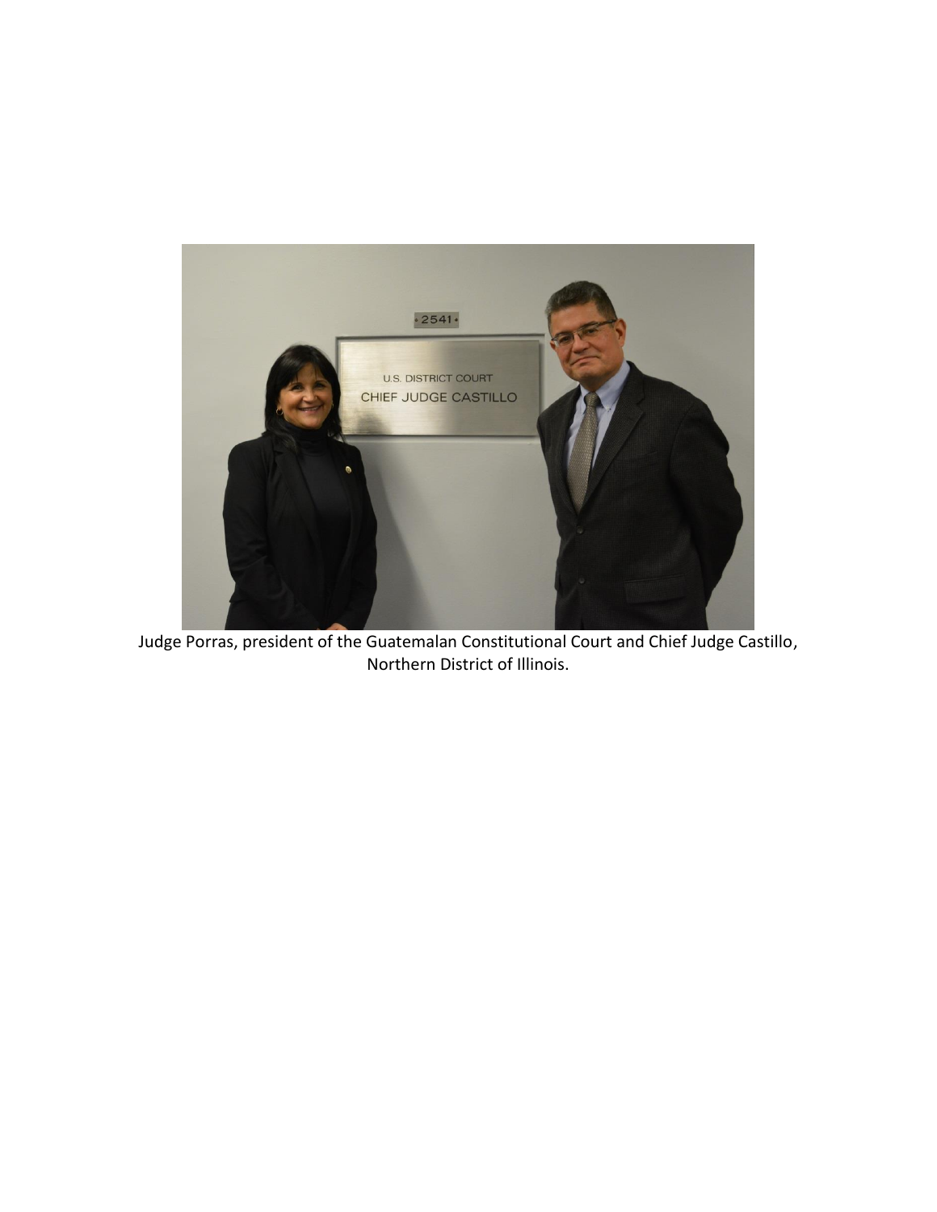Judge Porras, president of the Guatemalan Constitutional Court and Chief Judge Castillo, Northern District of Illinois.